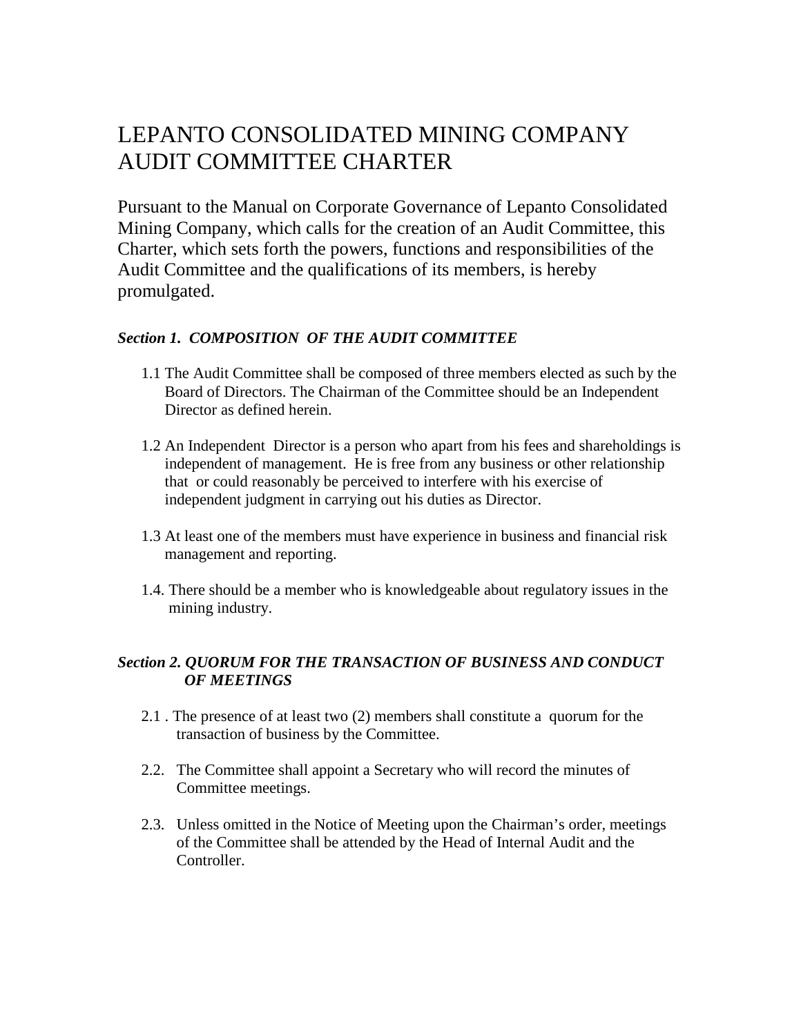# LEPANTO CONSOLIDATED MINING COMPANY AUDIT COMMITTEE CHARTER

Pursuant to the Manual on Corporate Governance of Lepanto Consolidated Mining Company, which calls for the creation of an Audit Committee, this Charter, which sets forth the powers, functions and responsibilities of the Audit Committee and the qualifications of its members, is hereby promulgated.

### *Section 1. COMPOSITION OF THE AUDIT COMMITTEE*

1.1 The Audit Committee shall be composed of three members elected as such by the Board of Directors. The Chairman of the Committee should be an Independent Director as defined herein.

1.2 An Independent Director is a person who apart from his fees and shareholdings is independent of management. He is free from any business or other relationship that or could reasonably be perceived to interfere with his exercise of independent judgment in carrying out his duties as Director.

1.3 At least one of the members must have experience in business and financial risk management and reporting.

1.4. There should be a member who is knowledgeable about regulatory issues in the mining industry.

### *Section 2. QUORUM FOR THE TRANSACTION OF BUSINESS AND CONDUCT OF MEETINGS*

2.1 . The presence of at least two (2) members shall constitute a quorum for the transaction of business by the Committee.

2.2. The Committee shall appoint a Secretary who will record the minutes of Committee meetings.

2.3. Unless omitted in the Notice of Meeting upon the Chairman's order, meetings of the Committee shall be attended by the Head of Internal Audit and the Controller.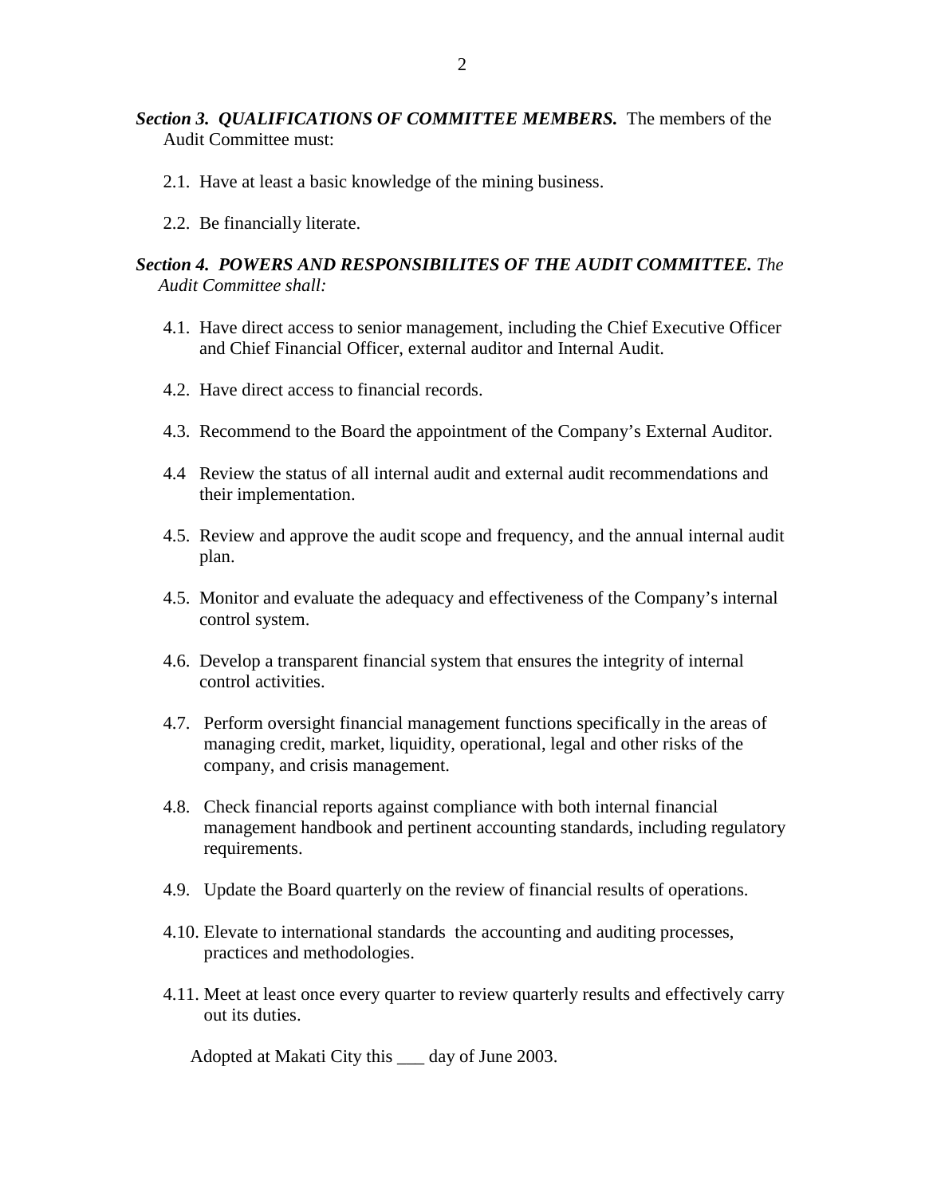***Section 3. QUALIFICATIONS OF COMMITTEE MEMBERS.*** The members of the Audit Committee must:

2.1. Have at least a basic knowledge of the mining business.

2.2. Be financially literate.

***Section 4. POWERS AND RESPONSIBILITES OF THE AUDIT COMMITTEE.*** *The Audit Committee shall:*

4.1. Have direct access to senior management, including the Chief Executive Officer and Chief Financial Officer, external auditor and Internal Audit.

4.2. Have direct access to financial records.

4.3. Recommend to the Board the appointment of the Company's External Auditor.

4.4 Review the status of all internal audit and external audit recommendations and their implementation.

4.5. Review and approve the audit scope and frequency, and the annual internal audit plan.

4.5. Monitor and evaluate the adequacy and effectiveness of the Company's internal control system.

4.6. Develop a transparent financial system that ensures the integrity of internal control activities.

4.7. Perform oversight financial management functions specifically in the areas of managing credit, market, liquidity, operational, legal and other risks of the company, and crisis management.

4.8. Check financial reports against compliance with both internal financial management handbook and pertinent accounting standards, including regulatory requirements.

4.9. Update the Board quarterly on the review of financial results of operations.

4.10. Elevate to international standards the accounting and auditing processes, practices and methodologies.

4.11. Meet at least once every quarter to review quarterly results and effectively carry out its duties.

Adopted at Makati City this ___ day of June 2003.